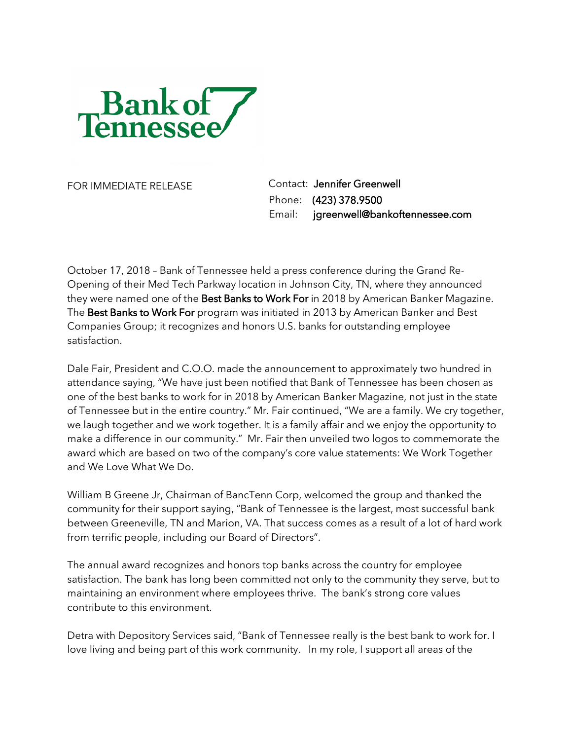Bank of Tennessee

FOR IMMEDIATE RELEASE

Contact: Jennifer Greenwell
Phone: (423) 378.9500
Email: jgreenwell@bankoftennessee.com

October 17, 2018 – Bank of Tennessee held a press conference during the Grand Re-Opening of their Med Tech Parkway location in Johnson City, TN, where they announced they were named one of the **Best Banks to Work For** in 2018 by American Banker Magazine. The **Best Banks to Work For** program was initiated in 2013 by American Banker and Best Companies Group; it recognizes and honors U.S. banks for outstanding employee satisfaction.

Dale Fair, President and C.O.O. made the announcement to approximately two hundred in attendance saying, "We have just been notified that Bank of Tennessee has been chosen as one of the best banks to work for in 2018 by American Banker Magazine, not just in the state of Tennessee but in the entire country." Mr. Fair continued, "We are a family. We cry together, we laugh together and we work together. It is a family affair and we enjoy the opportunity to make a difference in our community." Mr. Fair then unveiled two logos to commemorate the award which are based on two of the company's core value statements: We Work Together and We Love What We Do.

William B Greene Jr, Chairman of BancTenn Corp, welcomed the group and thanked the community for their support saying, "Bank of Tennessee is the largest, most successful bank between Greeneville, TN and Marion, VA. That success comes as a result of a lot of hard work from terrific people, including our Board of Directors".

The annual award recognizes and honors top banks across the country for employee satisfaction. The bank has long been committed not only to the community they serve, but to maintaining an environment where employees thrive. The bank's strong core values contribute to this environment.

Detra with Depository Services said, "Bank of Tennessee really is the best bank to work for. I love living and being part of this work community. In my role, I support all areas of the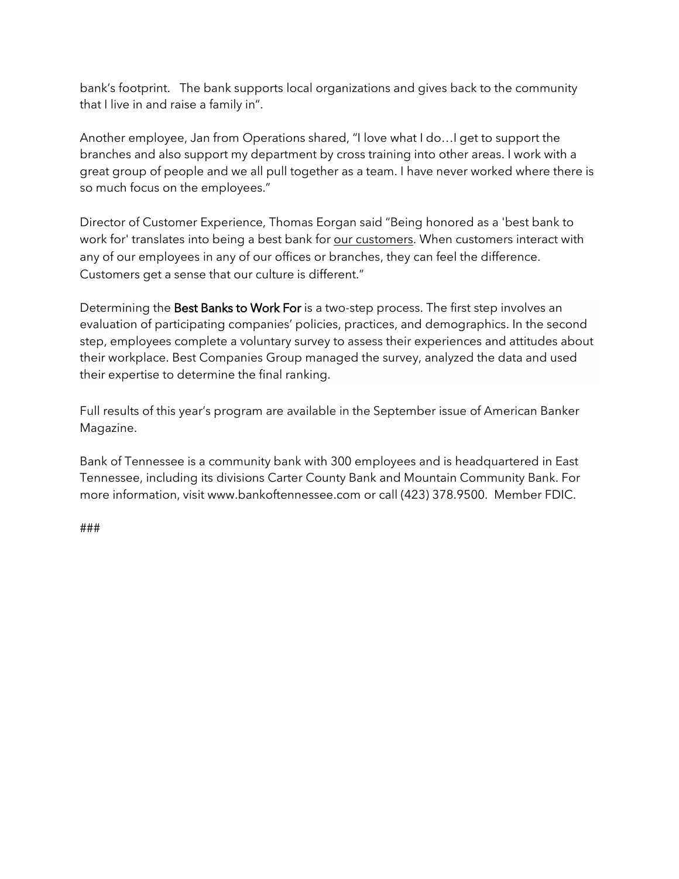bank's footprint. The bank supports local organizations and gives back to the community that I live in and raise a family in".

Another employee, Jan from Operations shared, "I love what I do…I get to support the branches and also support my department by cross training into other areas. I work with a great group of people and we all pull together as a team. I have never worked where there is so much focus on the employees."

Director of Customer Experience, Thomas Eorgan said "Being honored as a 'best bank to work for' translates into being a best bank for our customers. When customers interact with any of our employees in any of our offices or branches, they can feel the difference. Customers get a sense that our culture is different."

Determining the **Best Banks to Work For** is a two-step process. The first step involves an evaluation of participating companies' policies, practices, and demographics. In the second step, employees complete a voluntary survey to assess their experiences and attitudes about their workplace. Best Companies Group managed the survey, analyzed the data and used their expertise to determine the final ranking.

Full results of this year's program are available in the September issue of American Banker Magazine.

Bank of Tennessee is a community bank with 300 employees and is headquartered in East Tennessee, including its divisions Carter County Bank and Mountain Community Bank. For more information, visit www.bankoftennessee.com or call (423) 378.9500. Member FDIC.

###